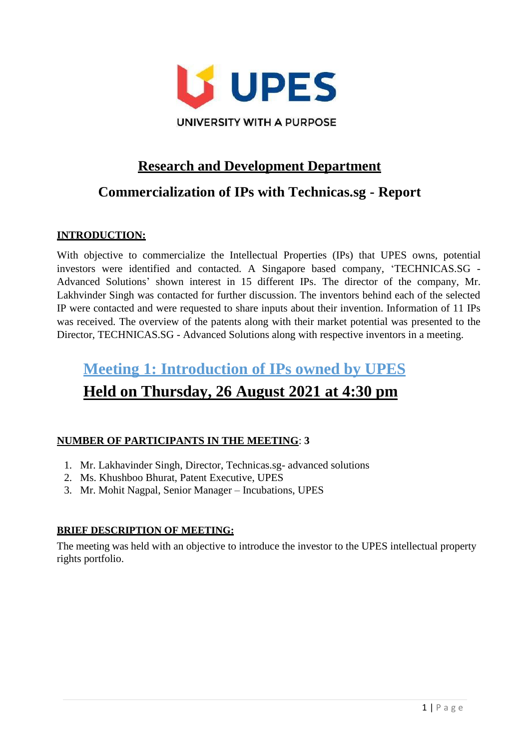UPES

UNIVERSITY WITH A PURPOSE

# Research and Development Department

# Commercialization of IPs with Technicas.sg - Report

**INTRODUCTION:**

With objective to commercialize the Intellectual Properties (IPs) that UPES owns, potential investors were identified and contacted. A Singapore based company, 'TECHNICAS.SG - Advanced Solutions' shown interest in 15 different IPs. The director of the company, Mr. Lakhvinder Singh was contacted for further discussion. The inventors behind each of the selected IP were contacted and were requested to share inputs about their invention. Information of 11 IPs was received. The overview of the patents along with their market potential was presented to the Director, TECHNICAS.SG - Advanced Solutions along with respective inventors in a meeting.

## Meeting 1: Introduction of IPs owned by UPES

## Held on Thursday, 26 August 2021 at 4:30 pm

**NUMBER OF PARTICIPANTS IN THE MEETING: 3**

1. Mr. Lakhavinder Singh, Director, Technicas.sg- advanced solutions
2. Ms. Khushboo Bhurat, Patent Executive, UPES
3. Mr. Mohit Nagpal, Senior Manager – Incubations, UPES

**BRIEF DESCRIPTION OF MEETING:**

The meeting was held with an objective to introduce the investor to the UPES intellectual property rights portfolio.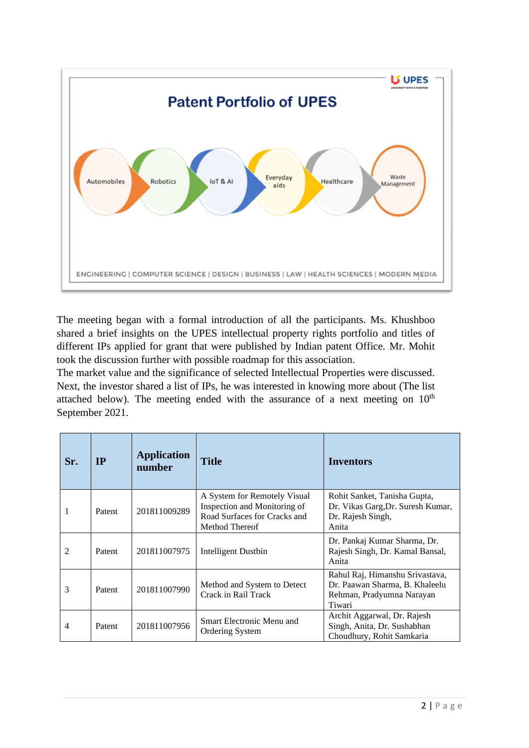UPES

Patent Portfolio of UPES

Automobiles

Robotics

IoT & AI

Everyday aids

Healthcare

Waste Management

ENGINEERING | COMPUTER SCIENCE | DESIGN | BUSINESS | LAW | HEALTH SCIENCES | MODERN MEDIA

The meeting began with a formal introduction of all the participants. Ms. Khushboo shared a brief insights on the UPES intellectual property rights portfolio and titles of different IPs applied for grant that were published by Indian patent Office. Mr. Mohit took the discussion further with possible roadmap for this association.
The market value and the significance of selected Intellectual Properties were discussed. Next, the investor shared a list of IPs, he was interested in knowing more about (The list attached below). The meeting ended with the assurance of a next meeting on 10th September 2021.

| Sr. | IP | Application number | Title | Inventors |
|---|---|---|---|---|
| 1 | Patent | 201811009289 | A System for Remotely Visual Inspection and Monitoring of Road Surfaces for Cracks and Method Thereof | Rohit Sanket, Tanisha Gupta, Dr. Vikas Garg,Dr. Suresh Kumar, Dr. Rajesh Singh, Anita |
| 2 | Patent | 201811007975 | Intelligent Dustbin | Dr. Pankaj Kumar Sharma, Dr. Rajesh Singh, Dr. Kamal Bansal, Anita |
| 3 | Patent | 201811007990 | Method and System to Detect Crack in Rail Track | Rahul Raj, Himanshu Srivastava, Dr. Paawan Sharma, B. Khaleelu Rehman, Pradyumna Narayan Tiwari |
| 4 | Patent | 201811007956 | Smart Electronic Menu and Ordering System | Archit Aggarwal, Dr. Rajesh Singh, Anita, Dr. Sushabhan Choudhury, Rohit Samkaria |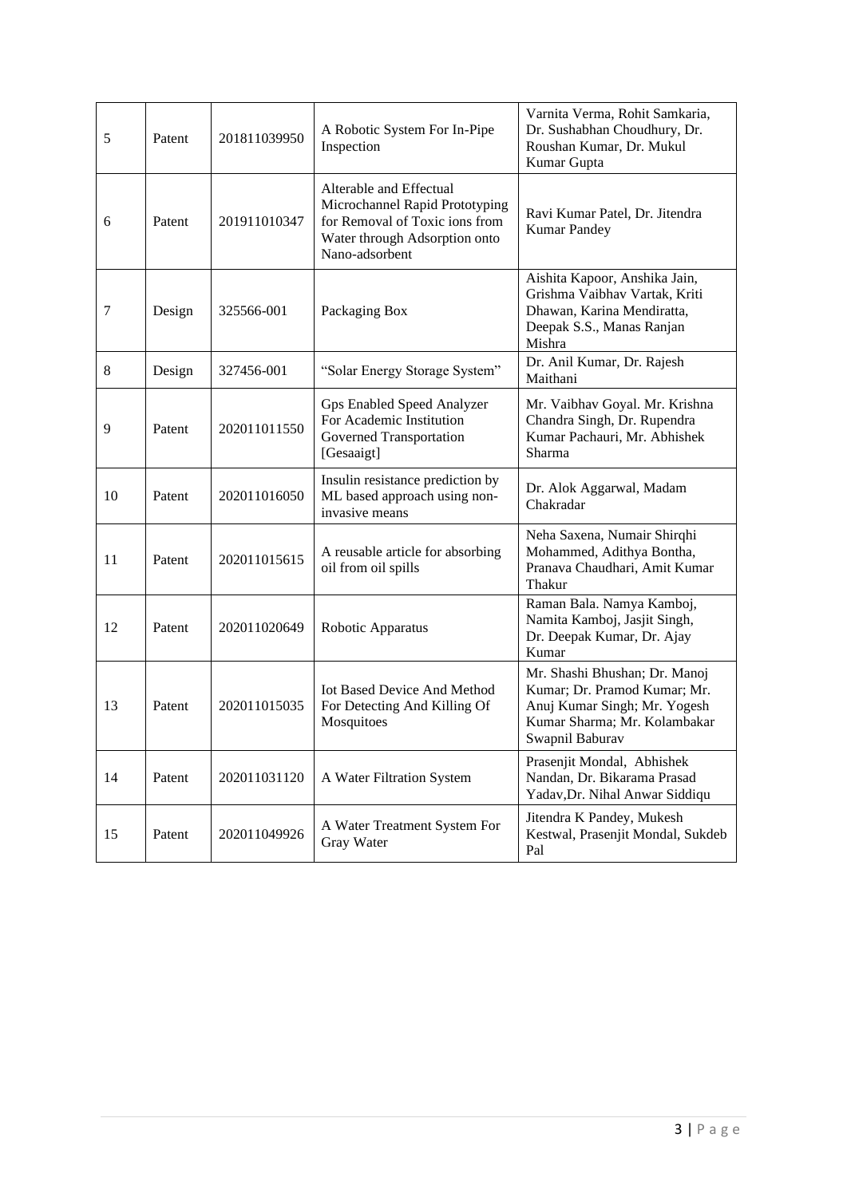| 5 | Patent | 201811039950 | A Robotic System For In-Pipe Inspection | Varnita Verma, Rohit Samkaria, Dr. Sushabhan Choudhury, Dr. Roushan Kumar, Dr. Mukul Kumar Gupta |
|---|---|---|---|---|
| 6 | Patent | 201911010347 | Alterable and Effectual Microchannel Rapid Prototyping for Removal of Toxic ions from Water through Adsorption onto Nano-adsorbent | Ravi Kumar Patel, Dr. Jitendra Kumar Pandey |
| 7 | Design | 325566-001 | Packaging Box | Aishita Kapoor, Anshika Jain, Grishma Vaibhav Vartak, Kriti Dhawan, Karina Mendiratta, Deepak S.S., Manas Ranjan Mishra |
| 8 | Design | 327456-001 | "Solar Energy Storage System" | Dr. Anil Kumar, Dr. Rajesh Maithani |
| 9 | Patent | 202011011550 | Gps Enabled Speed Analyzer For Academic Institution Governed Transportation [Gesaaigt] | Mr. Vaibhav Goyal. Mr. Krishna Chandra Singh, Dr. Rupendra Kumar Pachauri, Mr. Abhishek Sharma |
| 10 | Patent | 202011016050 | Insulin resistance prediction by ML based approach using non-invasive means | Dr. Alok Aggarwal, Madam Chakradar |
| 11 | Patent | 202011015615 | A reusable article for absorbing oil from oil spills | Neha Saxena, Numair Shirqhi Mohammed, Adithya Bontha, Pranava Chaudhari, Amit Kumar Thakur |
| 12 | Patent | 202011020649 | Robotic Apparatus | Raman Bala. Namya Kamboj, Namita Kamboj, Jasjit Singh, Dr. Deepak Kumar, Dr. Ajay Kumar |
| 13 | Patent | 202011015035 | Iot Based Device And Method For Detecting And Killing Of Mosquitoes | Mr. Shashi Bhushan; Dr. Manoj Kumar; Dr. Pramod Kumar; Mr. Anuj Kumar Singh; Mr. Yogesh Kumar Sharma; Mr. Kolambakar Swapnil Baburav |
| 14 | Patent | 202011031120 | A Water Filtration System | Prasenjit Mondal, Abhishek Nandan, Dr. Bikarama Prasad Yadav,Dr. Nihal Anwar Siddiqu |
| 15 | Patent | 202011049926 | A Water Treatment System For Gray Water | Jitendra K Pandey, Mukesh Kestwal, Prasenjit Mondal, Sukdeb Pal |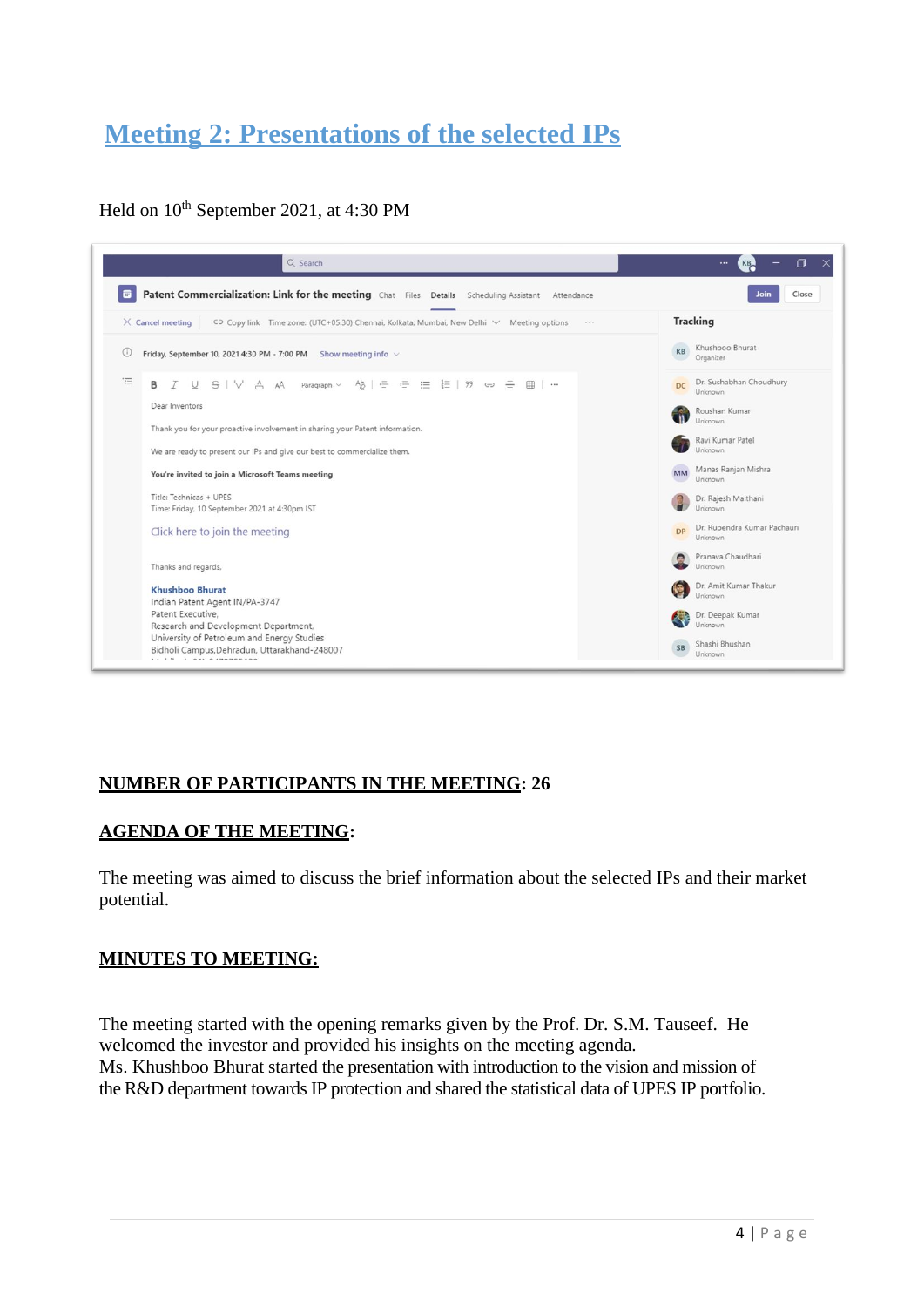# Meeting 2: Presentations of the selected IPs

Held on 10th September 2021, at 4:30 PM

**NUMBER OF PARTICIPANTS IN THE MEETING: 26**

**AGENDA OF THE MEETING:**

The meeting was aimed to discuss the brief information about the selected IPs and their market potential.

**MINUTES TO MEETING:**

The meeting started with the opening remarks given by the Prof. Dr. S.M. Tauseef. He welcomed the investor and provided his insights on the meeting agenda.
Ms. Khushboo Bhurat started the presentation with introduction to the vision and mission of the R&D department towards IP protection and shared the statistical data of UPES IP portfolio.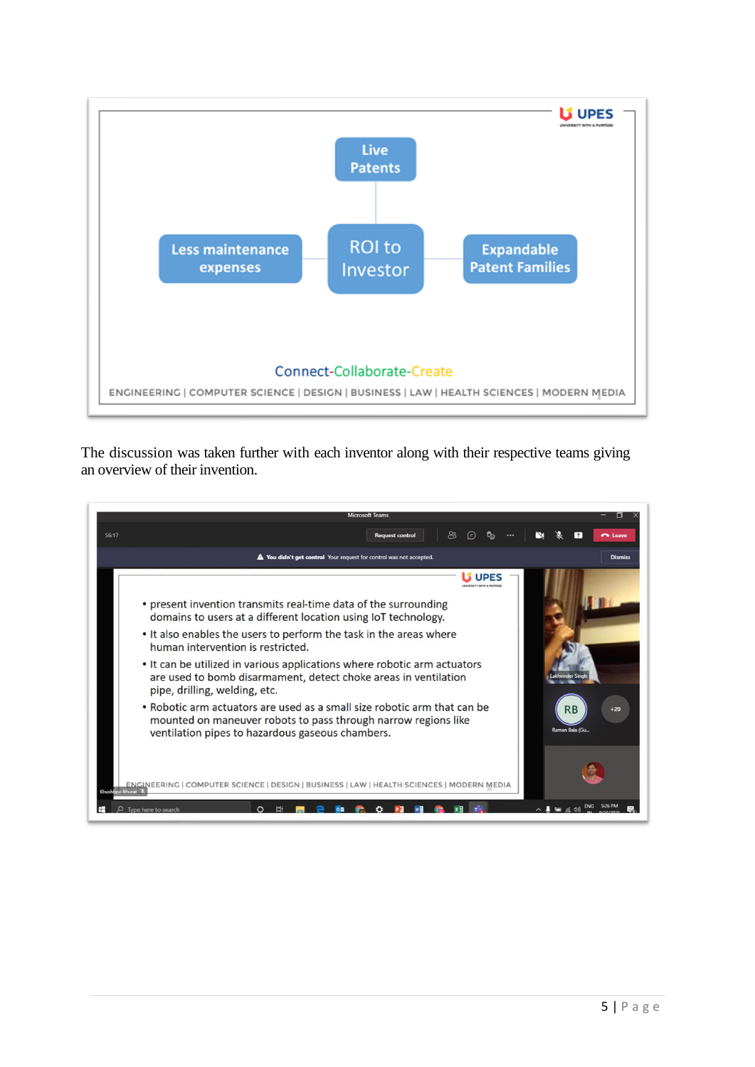The discussion was taken further with each inventor along with their respective teams giving an overview of their invention.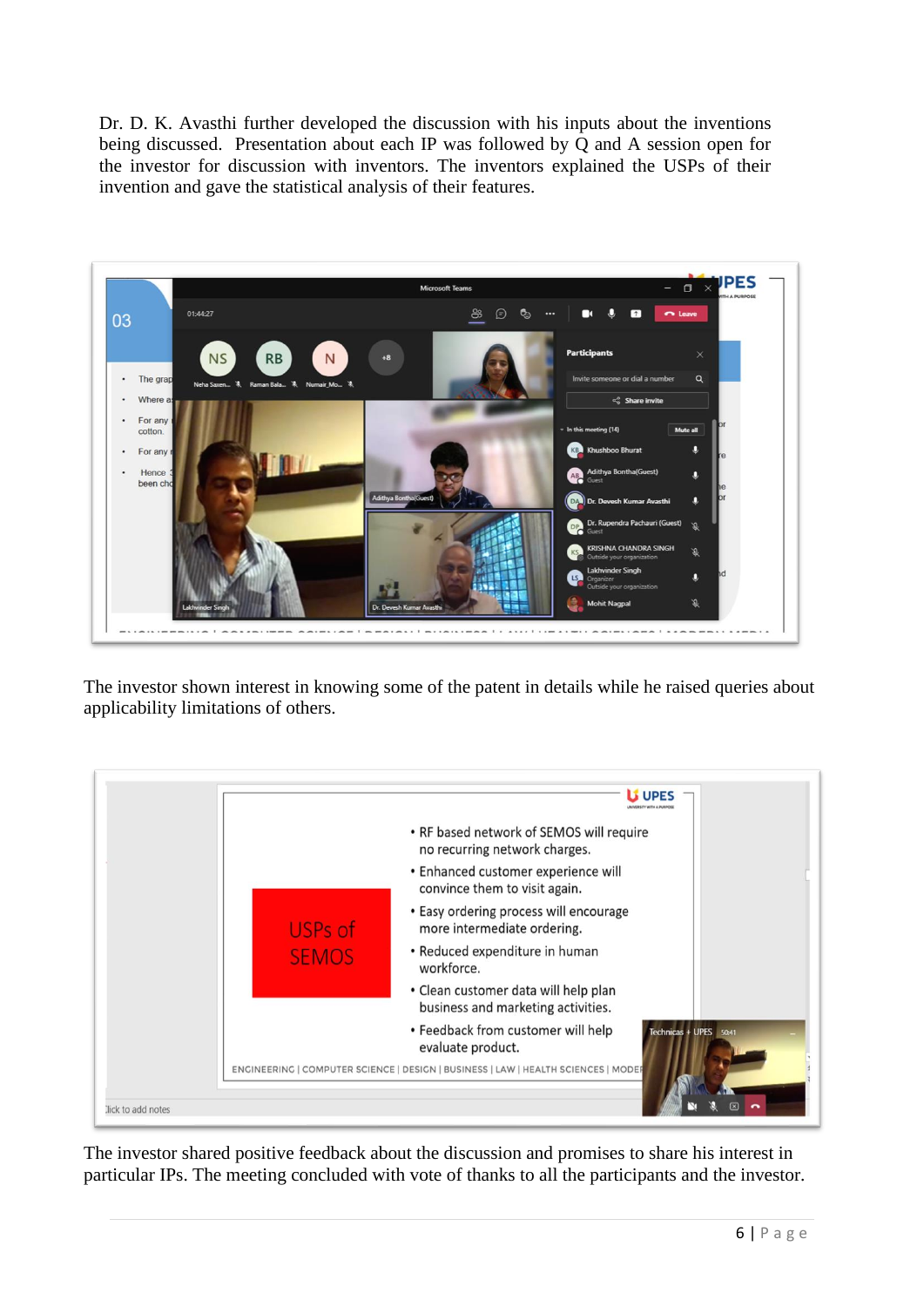Dr. D. K. Avasthi further developed the discussion with his inputs about the inventions being discussed. Presentation about each IP was followed by Q and A session open for the investor for discussion with inventors. The inventors explained the USPs of their invention and gave the statistical analysis of their features.

The investor shown interest in knowing some of the patent in details while he raised queries about applicability limitations of others.

The investor shared positive feedback about the discussion and promises to share his interest in particular IPs. The meeting concluded with vote of thanks to all the participants and the investor.